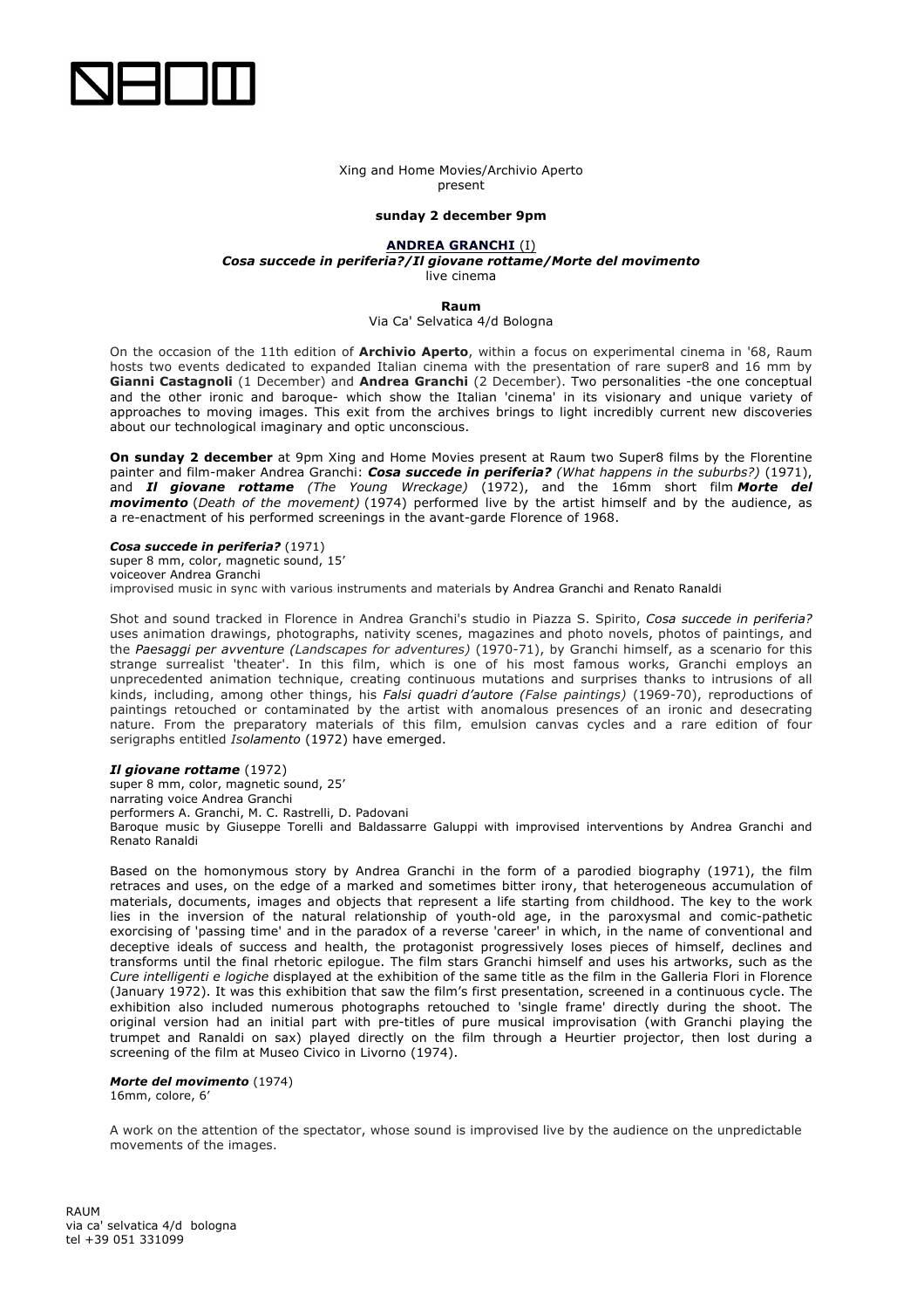Xing and Home Movies/Archivio Aperto
present

**sunday 2 december 9pm**

**ANDREA GRANCHI** (I)
***Cosa succede in periferia?/Il giovane rottame/Morte del movimento***
live cinema

**Raum**
Via Ca' Selvatica 4/d Bologna

On the occasion of the 11th edition of **Archivio Aperto**, within a focus on experimental cinema in '68, Raum hosts two events dedicated to expanded Italian cinema with the presentation of rare super8 and 16 mm by **Gianni Castagnoli** (1 December) and **Andrea Granchi** (2 December). Two personalities -the one conceptual and the other ironic and baroque- which show the Italian 'cinema' in its visionary and unique variety of approaches to moving images. This exit from the archives brings to light incredibly current new discoveries about our technological imaginary and optic unconscious.

**On sunday 2 december** at 9pm Xing and Home Movies present at Raum two Super8 films by the Florentine painter and film-maker Andrea Granchi: ***Cosa succede in periferia?*** *(What happens in the suburbs?)* (1971), and ***Il giovane rottame*** *(The Young Wreckage)* (1972), and the 16mm short film ***Morte del movimento*** (*Death of the movement)* (1974) performed live by the artist himself and by the audience, as a re-enactment of his performed screenings in the avant-garde Florence of 1968.

***Cosa succede in periferia?*** (1971)
super 8 mm, color, magnetic sound, 15'
voiceover Andrea Granchi
improvised music in sync with various instruments and materials by Andrea Granchi and Renato Ranaldi

Shot and sound tracked in Florence in Andrea Granchi's studio in Piazza S. Spirito, *Cosa succede in periferia?* uses animation drawings, photographs, nativity scenes, magazines and photo novels, photos of paintings, and the *Paesaggi per avventure (Landscapes for adventures)* (1970-71), by Granchi himself, as a scenario for this strange surrealist 'theater'. In this film, which is one of his most famous works, Granchi employs an unprecedented animation technique, creating continuous mutations and surprises thanks to intrusions of all kinds, including, among other things, his *Falsi quadri d'autore (False paintings)* (1969-70), reproductions of paintings retouched or contaminated by the artist with anomalous presences of an ironic and desecrating nature. From the preparatory materials of this film, emulsion canvas cycles and a rare edition of four serigraphs entitled *Isolamento* (1972) have emerged.

***Il giovane rottame*** (1972)
super 8 mm, color, magnetic sound, 25'
narrating voice Andrea Granchi
performers A. Granchi, M. C. Rastrelli, D. Padovani
Baroque music by Giuseppe Torelli and Baldassarre Galuppi with improvised interventions by Andrea Granchi and Renato Ranaldi

Based on the homonymous story by Andrea Granchi in the form of a parodied biography (1971), the film retraces and uses, on the edge of a marked and sometimes bitter irony, that heterogeneous accumulation of materials, documents, images and objects that represent a life starting from childhood. The key to the work lies in the inversion of the natural relationship of youth-old age, in the paroxysmal and comic-pathetic exorcising of 'passing time' and in the paradox of a reverse 'career' in which, in the name of conventional and deceptive ideals of success and health, the protagonist progressively loses pieces of himself, declines and transforms until the final rhetoric epilogue. The film stars Granchi himself and uses his artworks, such as the *Cure intelligenti e logiche* displayed at the exhibition of the same title as the film in the Galleria Flori in Florence (January 1972). It was this exhibition that saw the film's first presentation, screened in a continuous cycle. The exhibition also included numerous photographs retouched to 'single frame' directly during the shoot. The original version had an initial part with pre-titles of pure musical improvisation (with Granchi playing the trumpet and Ranaldi on sax) played directly on the film through a Heurtier projector, then lost during a screening of the film at Museo Civico in Livorno (1974).

***Morte del movimento*** (1974)
16mm, colore, 6'

A work on the attention of the spectator, whose sound is improvised live by the audience on the unpredictable movements of the images.

RAUM
via ca' selvatica 4/d bologna
tel +39 051 331099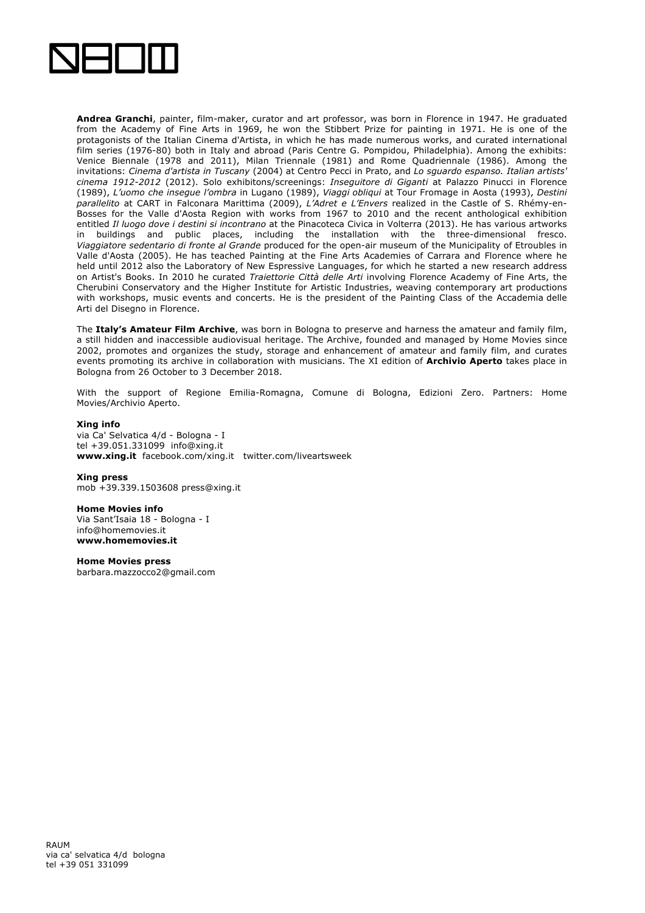**Andrea Granchi**, painter, film-maker, curator and art professor, was born in Florence in 1947. He graduated from the Academy of Fine Arts in 1969, he won the Stibbert Prize for painting in 1971. He is one of the protagonists of the Italian Cinema d'Artista, in which he has made numerous works, and curated international film series (1976-80) both in Italy and abroad (Paris Centre G. Pompidou, Philadelphia). Among the exhibits: Venice Biennale (1978 and 2011), Milan Triennale (1981) and Rome Quadriennale (1986). Among the invitations: *Cinema d'artista in Tuscany* (2004) at Centro Pecci in Prato, and *Lo sguardo espanso. Italian artists' cinema 1912-2012* (2012). Solo exhibitons/screenings: *Inseguitore di Giganti* at Palazzo Pinucci in Florence (1989), *L'uomo che insegue l'ombra* in Lugano (1989), *Viaggi obliqui* at Tour Fromage in Aosta (1993), *Destini parallelito* at CART in Falconara Marittima (2009), *L'Adret e L'Envers* realized in the Castle of S. Rhémy-en-Bosses for the Valle d'Aosta Region with works from 1967 to 2010 and the recent anthological exhibition entitled *Il luogo dove i destini si incontrano* at the Pinacoteca Civica in Volterra (2013). He has various artworks in buildings and public places, including the installation with the three-dimensional fresco. *Viaggiatore sedentario di fronte al Grande* produced for the open-air museum of the Municipality of Etroubles in Valle d'Aosta (2005). He has teached Painting at the Fine Arts Academies of Carrara and Florence where he held until 2012 also the Laboratory of New Espressive Languages, for which he started a new research address on Artist's Books. In 2010 he curated *Traiettorie Città delle Arti* involving Florence Academy of Fine Arts, the Cherubini Conservatory and the Higher Institute for Artistic Industries, weaving contemporary art productions with workshops, music events and concerts. He is the president of the Painting Class of the Accademia delle Arti del Disegno in Florence.

The **Italy's Amateur Film Archive**, was born in Bologna to preserve and harness the amateur and family film, a still hidden and inaccessible audiovisual heritage. The Archive, founded and managed by Home Movies since 2002, promotes and organizes the study, storage and enhancement of amateur and family film, and curates events promoting its archive in collaboration with musicians. The XI edition of **Archivio Aperto** takes place in Bologna from 26 October to 3 December 2018.

With the support of Regione Emilia-Romagna, Comune di Bologna, Edizioni Zero. Partners: Home Movies/Archivio Aperto.

**Xing info**
via Ca' Selvatica 4/d - Bologna - I
tel +39.051.331099 info@xing.it
**www.xing.it** facebook.com/xing.it twitter.com/liveartsweek

**Xing press**
mob +39.339.1503608 press@xing.it

**Home Movies info**
Via Sant'Isaia 18 - Bologna - I
info@homemovies.it
**www.homemovies.it**

**Home Movies press**
barbara.mazzocco2@gmail.com

RAUM
via ca' selvatica 4/d bologna
tel +39 051 331099